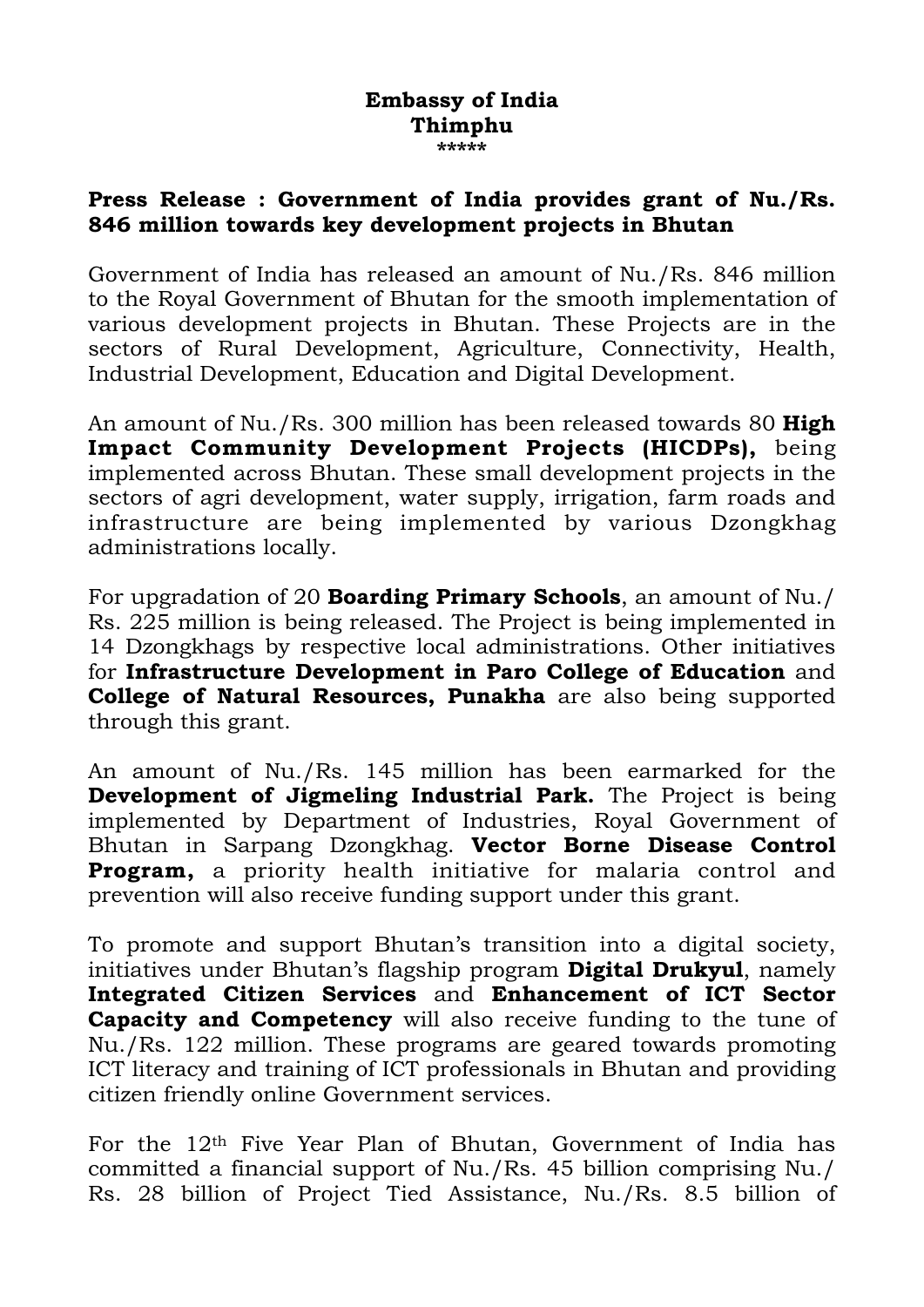**Embassy of India**
**Thimphu**
*****

**Press Release : Government of India provides grant of Nu./Rs. 846 million towards key development projects in Bhutan**

Government of India has released an amount of Nu./Rs. 846 million to the Royal Government of Bhutan for the smooth implementation of various development projects in Bhutan. These Projects are in the sectors of Rural Development, Agriculture, Connectivity, Health, Industrial Development, Education and Digital Development.

An amount of Nu./Rs. 300 million has been released towards 80 **High Impact Community Development Projects (HICDPs),** being implemented across Bhutan. These small development projects in the sectors of agri development, water supply, irrigation, farm roads and infrastructure are being implemented by various Dzongkhag administrations locally.

For upgradation of 20 **Boarding Primary Schools**, an amount of Nu./Rs. 225 million is being released. The Project is being implemented in 14 Dzongkhags by respective local administrations. Other initiatives for **Infrastructure Development in Paro College of Education** and **College of Natural Resources, Punakha** are also being supported through this grant.

An amount of Nu./Rs. 145 million has been earmarked for the **Development of Jigmeling Industrial Park.** The Project is being implemented by Department of Industries, Royal Government of Bhutan in Sarpang Dzongkhag. **Vector Borne Disease Control Program,** a priority health initiative for malaria control and prevention will also receive funding support under this grant.

To promote and support Bhutan's transition into a digital society, initiatives under Bhutan's flagship program **Digital Drukyul**, namely **Integrated Citizen Services** and **Enhancement of ICT Sector Capacity and Competency** will also receive funding to the tune of Nu./Rs. 122 million. These programs are geared towards promoting ICT literacy and training of ICT professionals in Bhutan and providing citizen friendly online Government services.

For the 12th Five Year Plan of Bhutan, Government of India has committed a financial support of Nu./Rs. 45 billion comprising Nu./Rs. 28 billion of Project Tied Assistance, Nu./Rs. 8.5 billion of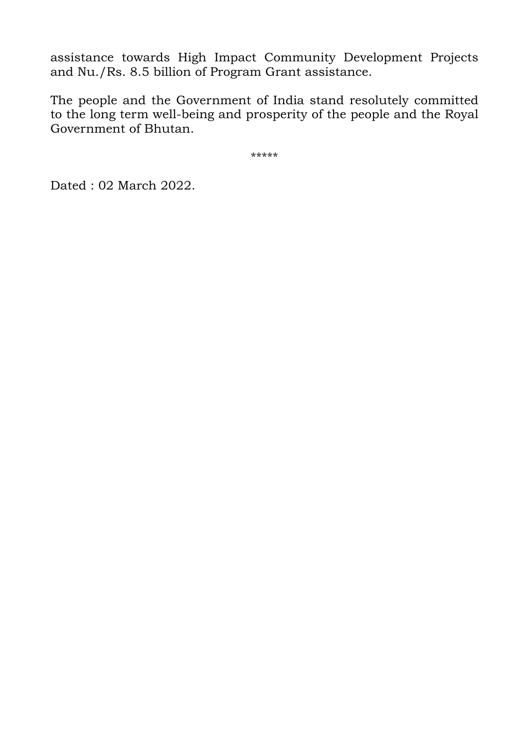assistance towards High Impact Community Development Projects and Nu./Rs. 8.5 billion of Program Grant assistance.

The people and the Government of India stand resolutely committed to the long term well-being and prosperity of the people and the Royal Government of Bhutan.

*****

Dated : 02 March 2022.